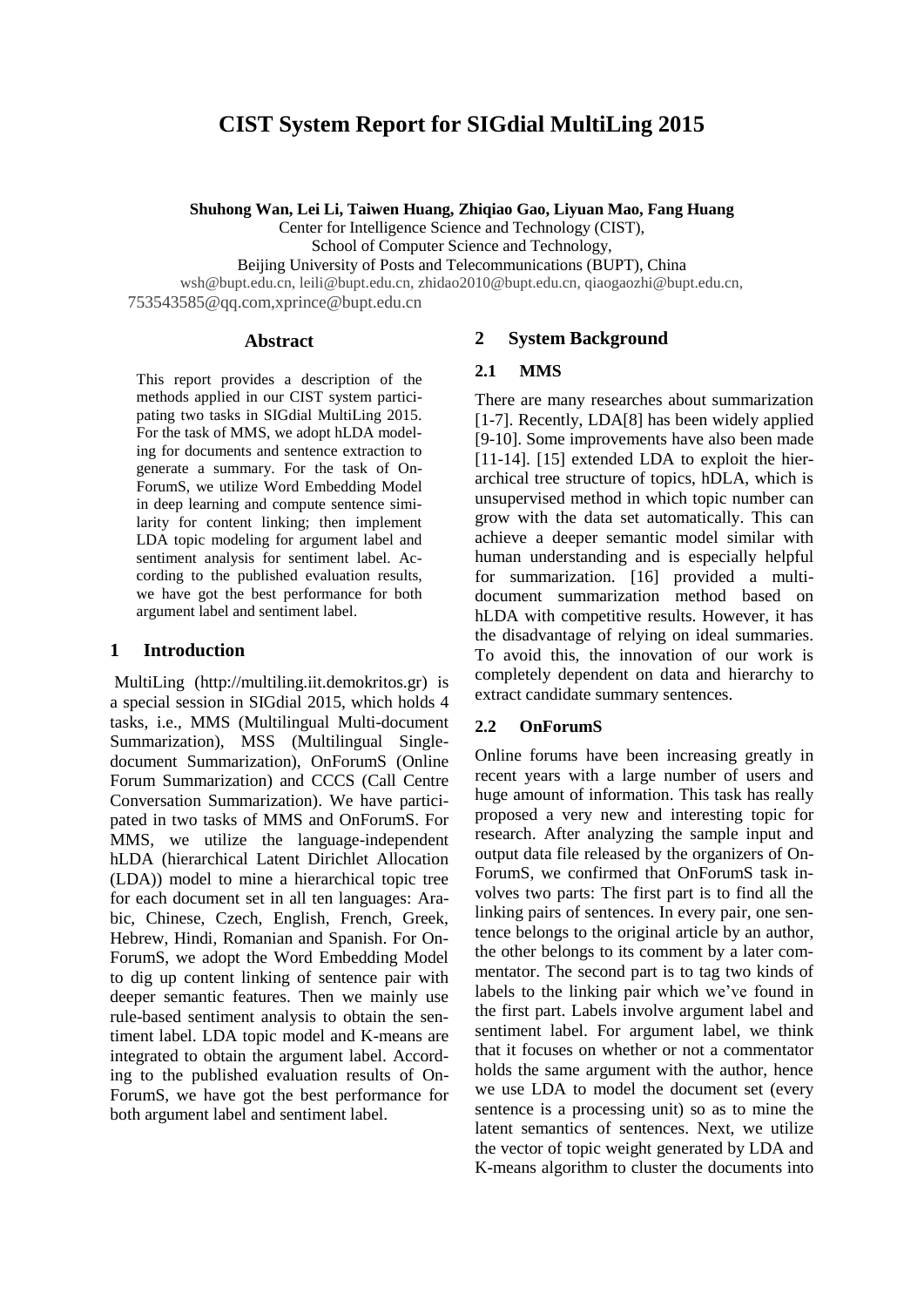# CIST System Report for SIGdial MultiLing 2015

**Shuhong Wan, Lei Li, Taiwen Huang, Zhiqiao Gao, Liyuan Mao, Fang Huang**

Center for Intelligence Science and Technology (CIST),
School of Computer Science and Technology,
Beijing University of Posts and Telecommunications (BUPT), China

wsh@bupt.edu.cn, leili@bupt.edu.cn, zhidao2010@bupt.edu.cn, qiaogaozhi@bupt.edu.cn, 753543585@qq.com,xprince@bupt.edu.cn

## Abstract

This report provides a description of the methods applied in our CIST system participating two tasks in SIGdial MultiLing 2015. For the task of MMS, we adopt hLDA modeling for documents and sentence extraction to generate a summary. For the task of OnForumS, we utilize Word Embedding Model in deep learning and compute sentence similarity for content linking; then implement LDA topic modeling for argument label and sentiment analysis for sentiment label. According to the published evaluation results, we have got the best performance for both argument label and sentiment label.

## 1 Introduction

MultiLing (http://multiling.iit.demokritos.gr) is a special session in SIGdial 2015, which holds 4 tasks, i.e., MMS (Multilingual Multi-document Summarization), MSS (Multilingual Single-document Summarization), OnForumS (Online Forum Summarization) and CCCS (Call Centre Conversation Summarization). We have participated in two tasks of MMS and OnForumS. For MMS, we utilize the language-independent hLDA (hierarchical Latent Dirichlet Allocation (LDA)) model to mine a hierarchical topic tree for each document set in all ten languages: Arabic, Chinese, Czech, English, French, Greek, Hebrew, Hindi, Romanian and Spanish. For OnForumS, we adopt the Word Embedding Model to dig up content linking of sentence pair with deeper semantic features. Then we mainly use rule-based sentiment analysis to obtain the sentiment label. LDA topic model and K-means are integrated to obtain the argument label. According to the published evaluation results of OnForumS, we have got the best performance for both argument label and sentiment label.

## 2 System Background

### 2.1 MMS

There are many researches about summarization [1-7]. Recently, LDA[8] has been widely applied [9-10]. Some improvements have also been made [11-14]. [15] extended LDA to exploit the hierarchical tree structure of topics, hDLA, which is unsupervised method in which topic number can grow with the data set automatically. This can achieve a deeper semantic model similar with human understanding and is especially helpful for summarization. [16] provided a multi-document summarization method based on hLDA with competitive results. However, it has the disadvantage of relying on ideal summaries. To avoid this, the innovation of our work is completely dependent on data and hierarchy to extract candidate summary sentences.

### 2.2 OnForumS

Online forums have been increasing greatly in recent years with a large number of users and huge amount of information. This task has really proposed a very new and interesting topic for research. After analyzing the sample input and output data file released by the organizers of OnForumS, we confirmed that OnForumS task involves two parts: The first part is to find all the linking pairs of sentences. In every pair, one sentence belongs to the original article by an author, the other belongs to its comment by a later commentator. The second part is to tag two kinds of labels to the linking pair which we've found in the first part. Labels involve argument label and sentiment label. For argument label, we think that it focuses on whether or not a commentator holds the same argument with the author, hence we use LDA to model the document set (every sentence is a processing unit) so as to mine the latent semantics of sentences. Next, we utilize the vector of topic weight generated by LDA and K-means algorithm to cluster the documents into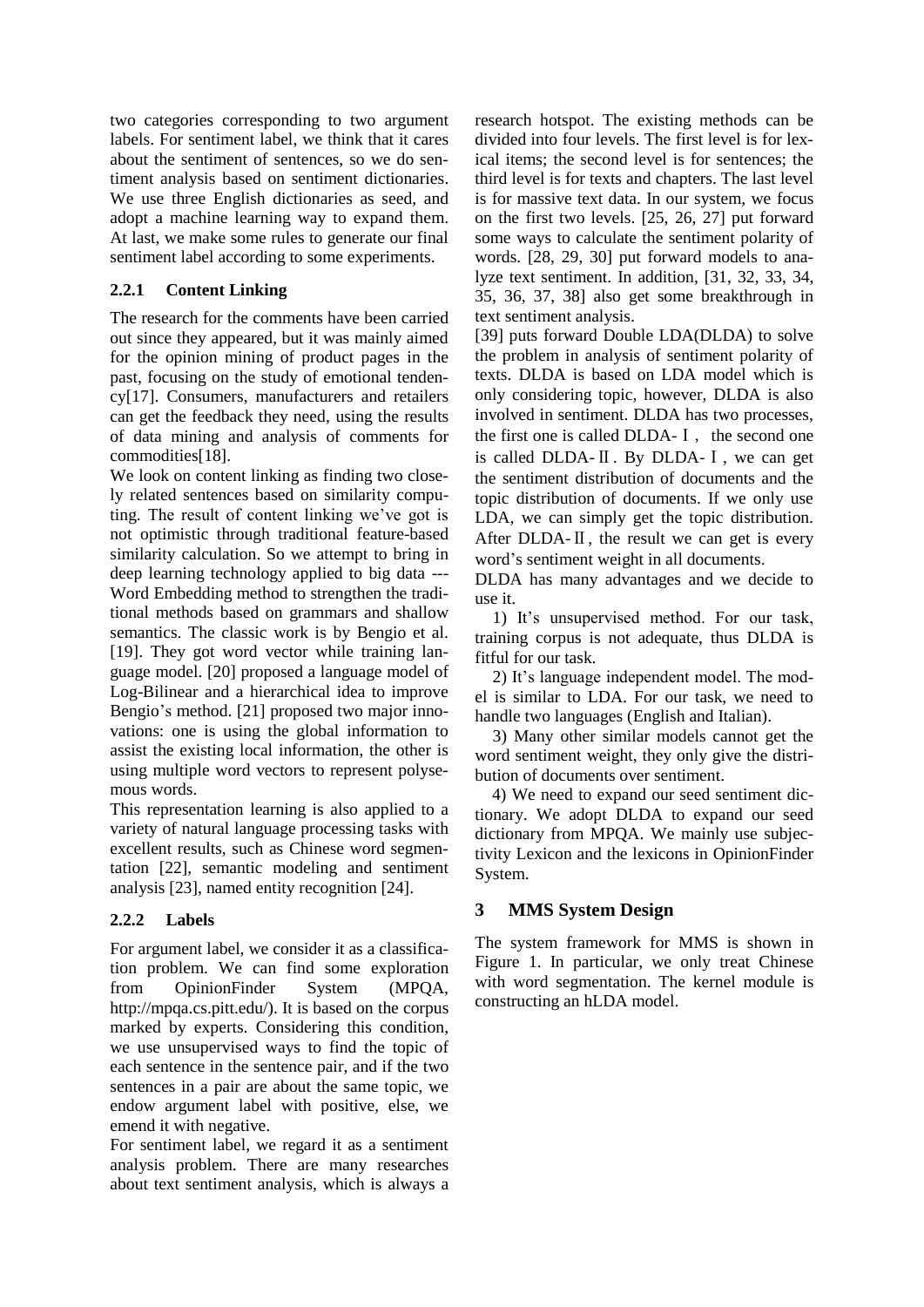two categories corresponding to two argument labels. For sentiment label, we think that it cares about the sentiment of sentences, so we do sentiment analysis based on sentiment dictionaries. We use three English dictionaries as seed, and adopt a machine learning way to expand them. At last, we make some rules to generate our final sentiment label according to some experiments.

### 2.2.1 Content Linking

The research for the comments have been carried out since they appeared, but it was mainly aimed for the opinion mining of product pages in the past, focusing on the study of emotional tendency[17]. Consumers, manufacturers and retailers can get the feedback they need, using the results of data mining and analysis of comments for commodities[18].

We look on content linking as finding two closely related sentences based on similarity computing. The result of content linking we've got is not optimistic through traditional feature-based similarity calculation. So we attempt to bring in deep learning technology applied to big data --- Word Embedding method to strengthen the traditional methods based on grammars and shallow semantics. The classic work is by Bengio et al. [19]. They got word vector while training language model. [20] proposed a language model of Log-Bilinear and a hierarchical idea to improve Bengio's method. [21] proposed two major innovations: one is using the global information to assist the existing local information, the other is using multiple word vectors to represent polysemous words.

This representation learning is also applied to a variety of natural language processing tasks with excellent results, such as Chinese word segmentation [22], semantic modeling and sentiment analysis [23], named entity recognition [24].

### 2.2.2 Labels

For argument label, we consider it as a classification problem. We can find some exploration from OpinionFinder System (MPQA, http://mpqa.cs.pitt.edu/). It is based on the corpus marked by experts. Considering this condition, we use unsupervised ways to find the topic of each sentence in the sentence pair, and if the two sentences in a pair are about the same topic, we endow argument label with positive, else, we emend it with negative.

For sentiment label, we regard it as a sentiment analysis problem. There are many researches about text sentiment analysis, which is always a research hotspot. The existing methods can be divided into four levels. The first level is for lexical items; the second level is for sentences; the third level is for texts and chapters. The last level is for massive text data. In our system, we focus on the first two levels. [25, 26, 27] put forward some ways to calculate the sentiment polarity of words. [28, 29, 30] put forward models to analyze text sentiment. In addition, [31, 32, 33, 34, 35, 36, 37, 38] also get some breakthrough in text sentiment analysis.

[39] puts forward Double LDA(DLDA) to solve the problem in analysis of sentiment polarity of texts. DLDA is based on LDA model which is only considering topic, however, DLDA is also involved in sentiment. DLDA has two processes, the first one is called DLDA-Ⅰ, the second one is called DLDA-Ⅱ. By DLDA-Ⅰ, we can get the sentiment distribution of documents and the topic distribution of documents. If we only use LDA, we can simply get the topic distribution. After DLDA-Ⅱ, the result we can get is every word's sentiment weight in all documents.

DLDA has many advantages and we decide to use it.

1) It's unsupervised method. For our task, training corpus is not adequate, thus DLDA is fitful for our task.

2) It's language independent model. The model is similar to LDA. For our task, we need to handle two languages (English and Italian).

3) Many other similar models cannot get the word sentiment weight, they only give the distribution of documents over sentiment.

4) We need to expand our seed sentiment dictionary. We adopt DLDA to expand our seed dictionary from MPQA. We mainly use subjectivity Lexicon and the lexicons in OpinionFinder System.

## 3 MMS System Design

The system framework for MMS is shown in Figure 1. In particular, we only treat Chinese with word segmentation. The kernel module is constructing an hLDA model.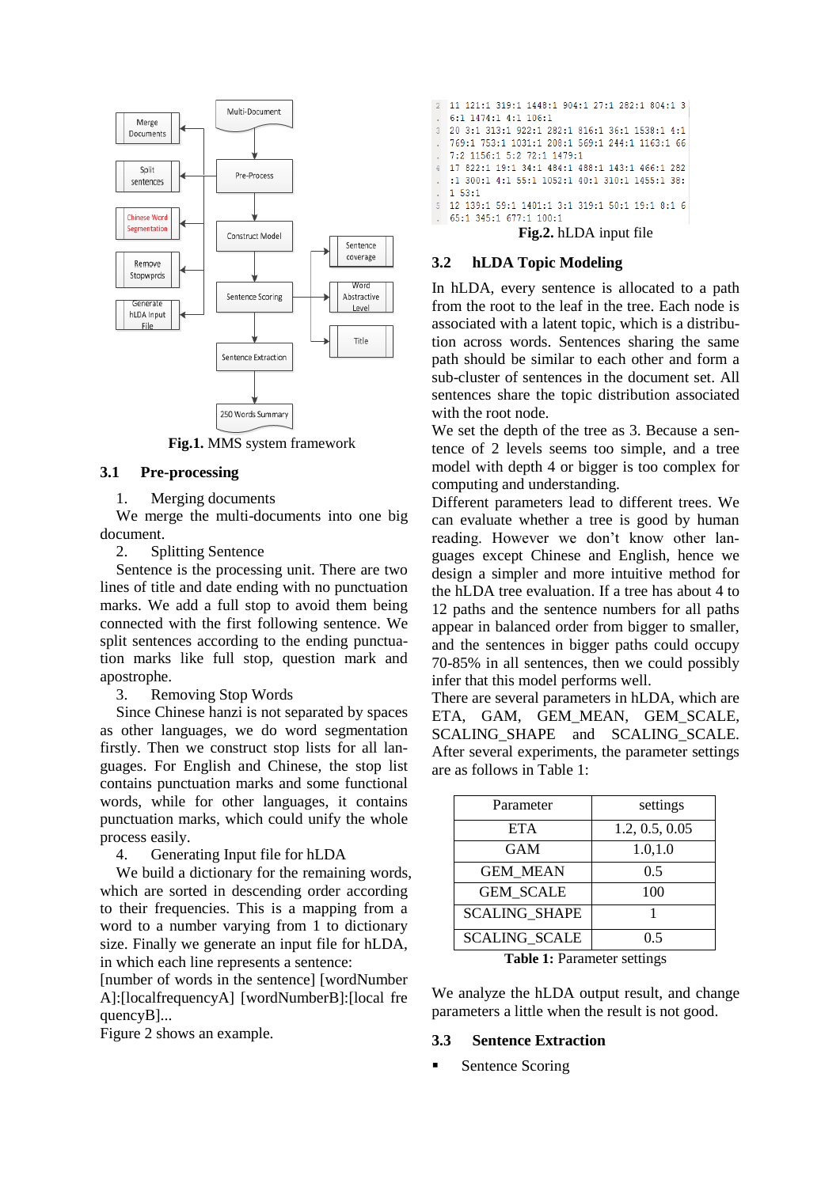Fig.1. MMS system framework

### 3.1 Pre-processing

1. Merging documents

We merge the multi-documents into one big document.

2. Splitting Sentence

Sentence is the processing unit. There are two lines of title and date ending with no punctuation marks. We add a full stop to avoid them being connected with the first following sentence. We split sentences according to the ending punctuation marks like full stop, question mark and apostrophe.

3. Removing Stop Words

Since Chinese hanzi is not separated by spaces as other languages, we do word segmentation firstly. Then we construct stop lists for all languages. For English and Chinese, the stop list contains punctuation marks and some functional words, while for other languages, it contains punctuation marks, which could unify the whole process easily.

4. Generating Input file for hLDA

We build a dictionary for the remaining words, which are sorted in descending order according to their frequencies. This is a mapping from a word to a number varying from 1 to dictionary size. Finally we generate an input file for hLDA, in which each line represents a sentence:

[number of words in the sentence] [wordNumber A]:[localfrequencyA] [wordNumberB]:[local frequencyB]...

Figure 2 shows an example.

```
2  11 121:1 319:1 1448:1 904:1 27:1 282:1 804:1 3
.  6:1 1474:1 4:1 106:1
3  20 3:1 313:1 922:1 282:1 816:1 36:1 1538:1 4:1
.  769:1 753:1 1031:1 208:1 569:1 244:1 1163:1 66
.  7:2 1156:1 5:2 72:1 1479:1
4  17 822:1 19:1 34:1 484:1 488:1 143:1 466:1 282
.  :1 300:1 4:1 55:1 1052:1 40:1 310:1 1455:1 38:
.  1 53:1
5  12 139:1 59:1 1401:1 3:1 319:1 50:1 19:1 0:1 6
.  65:1 345:1 677:1 100:1
```

Fig.2. hLDA input file

### 3.2 hLDA Topic Modeling

In hLDA, every sentence is allocated to a path from the root to the leaf in the tree. Each node is associated with a latent topic, which is a distribution across words. Sentences sharing the same path should be similar to each other and form a sub-cluster of sentences in the document set. All sentences share the topic distribution associated with the root node.

We set the depth of the tree as 3. Because a sentence of 2 levels seems too simple, and a tree model with depth 4 or bigger is too complex for computing and understanding.

Different parameters lead to different trees. We can evaluate whether a tree is good by human reading. However we don't know other languages except Chinese and English, hence we design a simpler and more intuitive method for the hLDA tree evaluation. If a tree has about 4 to 12 paths and the sentence numbers for all paths appear in balanced order from bigger to smaller, and the sentences in bigger paths could occupy 70-85% in all sentences, then we could possibly infer that this model performs well.

There are several parameters in hLDA, which are ETA, GAM, GEM_MEAN, GEM_SCALE, SCALING_SHAPE and SCALING_SCALE. After several experiments, the parameter settings are as follows in Table 1:

| Parameter | settings |
|---|---|
| ETA | 1.2, 0.5, 0.05 |
| GAM | 1.0,1.0 |
| GEM_MEAN | 0.5 |
| GEM_SCALE | 100 |
| SCALING_SHAPE | 1 |
| SCALING_SCALE | 0.5 |

**Table 1:** Parameter settings

We analyze the hLDA output result, and change parameters a little when the result is not good.

### 3.3 Sentence Extraction

- Sentence Scoring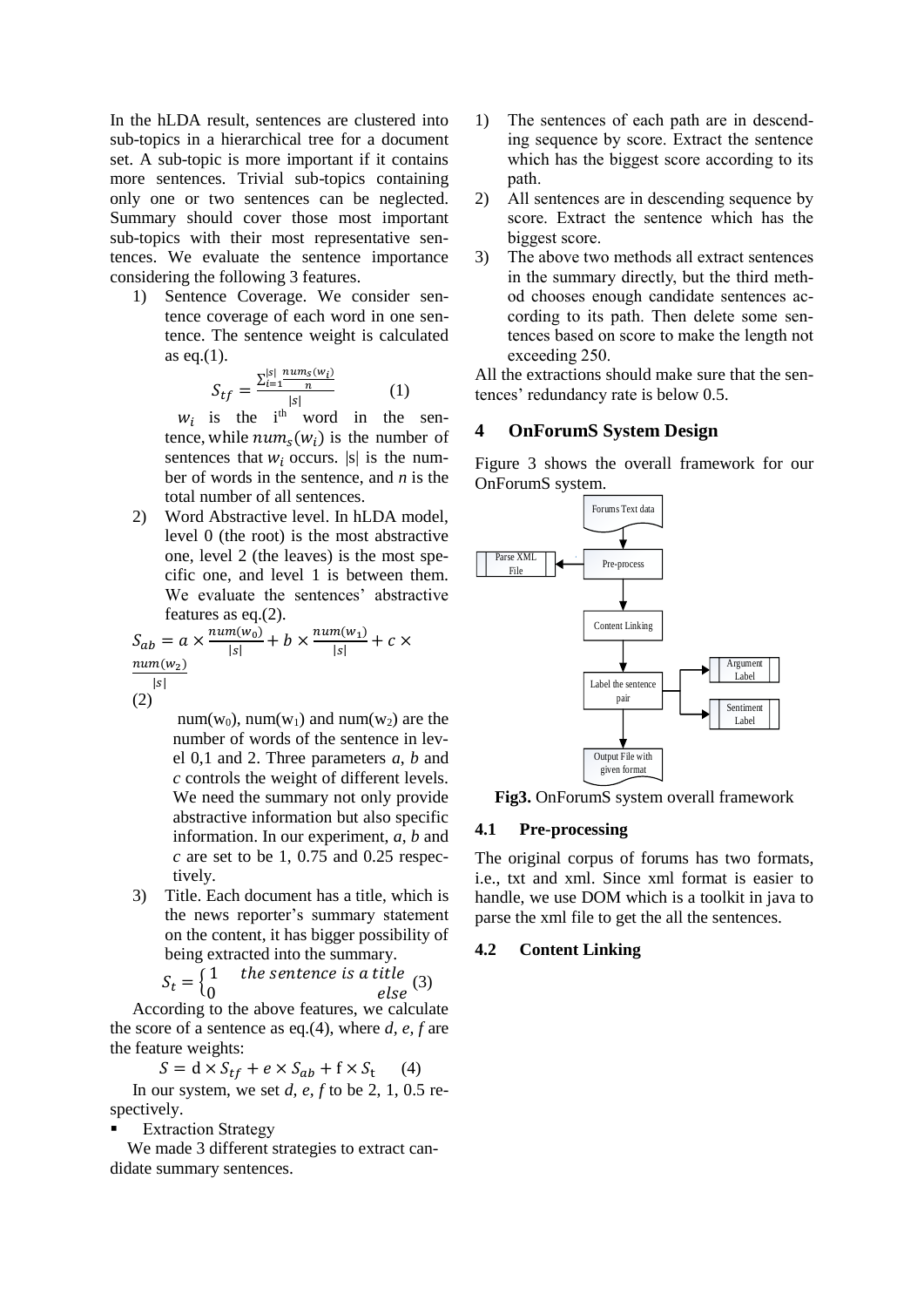In the hLDA result, sentences are clustered into sub-topics in a hierarchical tree for a document set. A sub-topic is more important if it contains more sentences. Trivial sub-topics containing only one or two sentences can be neglected. Summary should cover those most important sub-topics with their most representative sentences. We evaluate the sentence importance considering the following 3 features.

1) Sentence Coverage. We consider sentence coverage of each word in one sentence. The sentence weight is calculated as eq.(1).

$$S_{tf} = \frac{\sum_{i=1}^{|s|} \frac{nums(w_i)}{n}}{|s|} \qquad (1)$$

$w_i$ is the i[th] word in the sentence, while $num_s(w_i)$ is the number of sentences that $w_i$ occurs. |s| is the number of words in the sentence, and *n* is the total number of all sentences.

2) Word Abstractive level. In hLDA model, level 0 (the root) is the most abstractive one, level 2 (the leaves) is the most specific one, and level 1 is between them. We evaluate the sentences' abstractive features as eq.(2).

$$S_{ab} = a \times \frac{num(w_0)}{|s|} + b \times \frac{num(w_1)}{|s|} + c \times \frac{num(w_2)}{|s|} \qquad (2)$$

$num(w_0)$, $num(w_1)$ and $num(w_2)$ are the number of words of the sentence in level 0,1 and 2. Three parameters *a*, *b* and *c* controls the weight of different levels. We need the summary not only provide abstractive information but also specific information. In our experiment, *a*, *b* and *c* are set to be 1, 0.75 and 0.25 respectively.

3) Title. Each document has a title, which is the news reporter's summary statement on the content, it has bigger possibility of being extracted into the summary.

$$S_t = \begin{cases} 1 & \text{the sentence is a title} \\ 0 & \text{else} \end{cases} \qquad (3)$$

According to the above features, we calculate the score of a sentence as eq.(4), where *d*, *e*, *f* are the feature weights:

$$S = d \times S_{tf} + e \times S_{ab} + f \times S_t \qquad (4)$$

In our system, we set *d*, *e*, *f* to be 2, 1, 0.5 respectively.

- Extraction Strategy

We made 3 different strategies to extract candidate summary sentences.

1) The sentences of each path are in descending sequence by score. Extract the sentence which has the biggest score according to its path.
2) All sentences are in descending sequence by score. Extract the sentence which has the biggest score.
3) The above two methods all extract sentences in the summary directly, but the third method chooses enough candidate sentences according to its path. Then delete some sentences based on score to make the length not exceeding 250.

All the extractions should make sure that the sentences' redundancy rate is below 0.5.

## 4 OnForumS System Design

Figure 3 shows the overall framework for our OnForumS system.

Forums Text data → Pre-process (← Parse XML File) → Content Linking → Label the sentence pair (→ Argument Label, → Sentiment Label) → Output File with given format

**Fig3.** OnForumS system overall framework

### 4.1 Pre-processing

The original corpus of forums has two formats, i.e., txt and xml. Since xml format is easier to handle, we use DOM which is a toolkit in java to parse the xml file to get the all the sentences.

### 4.2 Content Linking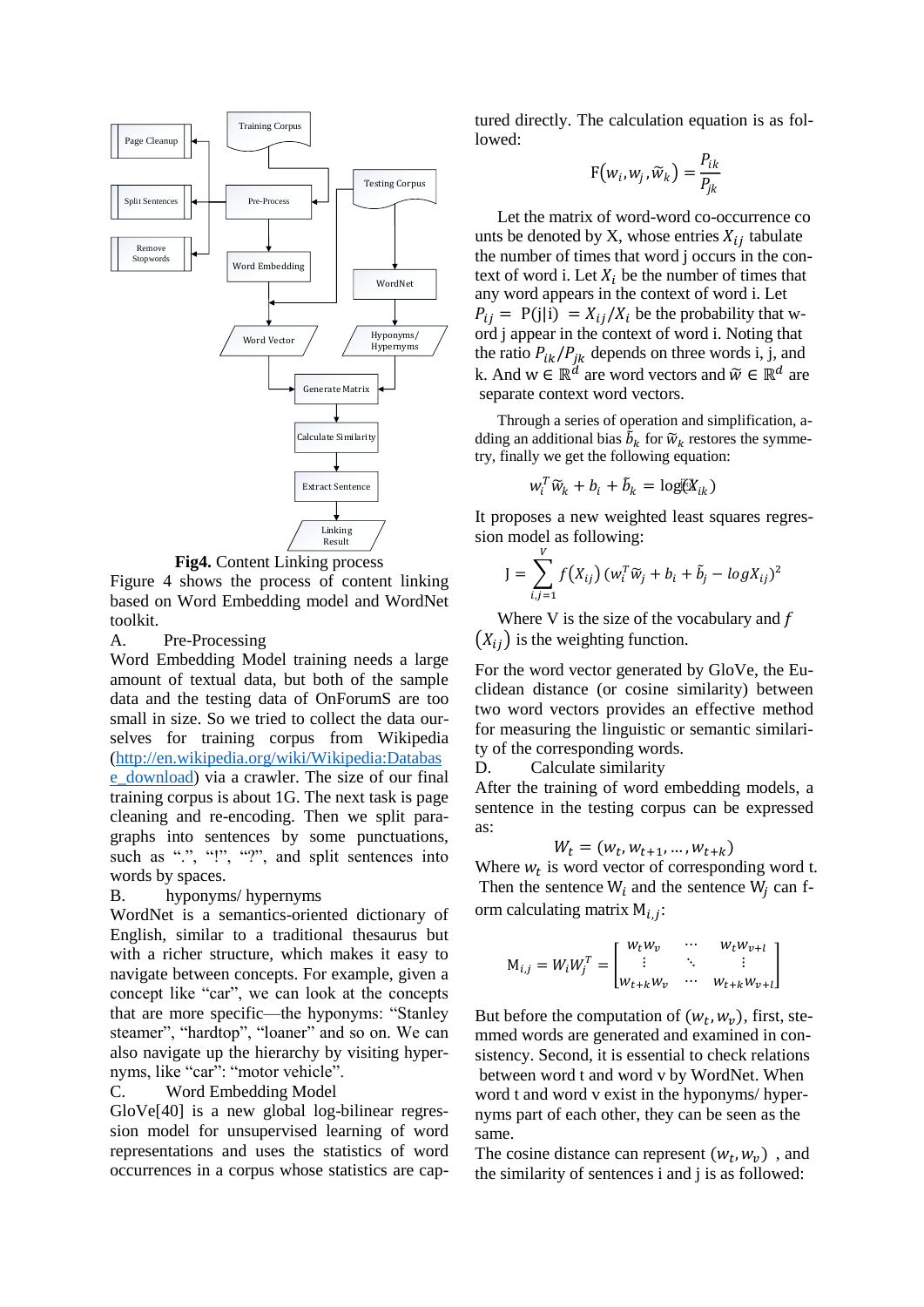**Fig4.** Content Linking process

Figure 4 shows the process of content linking based on Word Embedding model and WordNet toolkit.

A. Pre-Processing

Word Embedding Model training needs a large amount of textual data, but both of the sample data and the testing data of OnForumS are too small in size. So we tried to collect the data ourselves for training corpus from Wikipedia (http://en.wikipedia.org/wiki/Wikipedia:Database_download) via a crawler. The size of our final training corpus is about 1G. The next task is page cleaning and re-encoding. Then we split paragraphs into sentences by some punctuations, such as ".", "!", "?", and split sentences into words by spaces.

B. hyponyms/ hypernyms

WordNet is a semantics-oriented dictionary of English, similar to a traditional thesaurus but with a richer structure, which makes it easy to navigate between concepts. For example, given a concept like "car", we can look at the concepts that are more specific—the hyponyms: "Stanley steamer", "hardtop", "loaner" and so on. We can also navigate up the hierarchy by visiting hypernyms, like "car": "motor vehicle".

C. Word Embedding Model

GloVe[40] is a new global log-bilinear regression model for unsupervised learning of word representations and uses the statistics of word occurrences in a corpus whose statistics are captured directly. The calculation equation is as followed:

$$F(w_i, w_j, \widetilde{w}_k) = \frac{P_{ik}}{P_{jk}}$$

Let the matrix of word-word co-occurrence counts be denoted by X, whose entries $X_{ij}$ tabulate the number of times that word j occurs in the context of word i. Let $X_i$ be the number of times that any word appears in the context of word i. Let $P_{ij} = P(j|i) = X_{ij}/X_i$ be the probability that word j appear in the context of word i. Noting that the ratio $P_{ik}/P_{jk}$ depends on three words i, j, and k. And $w \in \mathbb{R}^d$ are word vectors and $\widetilde{w} \in \mathbb{R}^d$ are separate context word vectors.

Through a series of operation and simplification, adding an additional bias $\tilde{b}_k$ for $\widetilde{w}_k$ restores the symmetry, finally we get the following equation:

$$w_i^T \widetilde{w}_k + b_i + \tilde{b}_k = \log(X_{ik})$$

It proposes a new weighted least squares regression model as following:

$$J = \sum_{i,j=1}^{V} f(X_{ij}) (w_i^T \widetilde{w}_j + b_i + \tilde{b}_j - \log X_{ij})^2$$

Where V is the size of the vocabulary and $f(X_{ij})$ is the weighting function.

For the word vector generated by GloVe, the Euclidean distance (or cosine similarity) between two word vectors provides an effective method for measuring the linguistic or semantic similarity of the corresponding words.

D. Calculate similarity

After the training of word embedding models, a sentence in the testing corpus can be expressed as:

$$W_t = (w_t, w_{t+1}, \ldots, w_{t+k})$$

Where $w_t$ is word vector of corresponding word t. Then the sentence $W_i$ and the sentence $W_j$ can form calculating matrix $M_{i,j}$:

$$M_{i,j} = W_i W_j^T = \begin{bmatrix} w_t w_v & \cdots & w_t w_{v+l} \\ \vdots & \ddots & \vdots \\ w_{t+k} w_v & \cdots & w_{t+k} w_{v+l} \end{bmatrix}$$

But before the computation of $(w_t, w_v)$, first, stemmed words are generated and examined in consistency. Second, it is essential to check relations between word t and word v by WordNet. When word t and word v exist in the hyponyms/ hypernyms part of each other, they can be seen as the same.

The cosine distance can represent $(w_t, w_v)$, and the similarity of sentences i and j is as followed: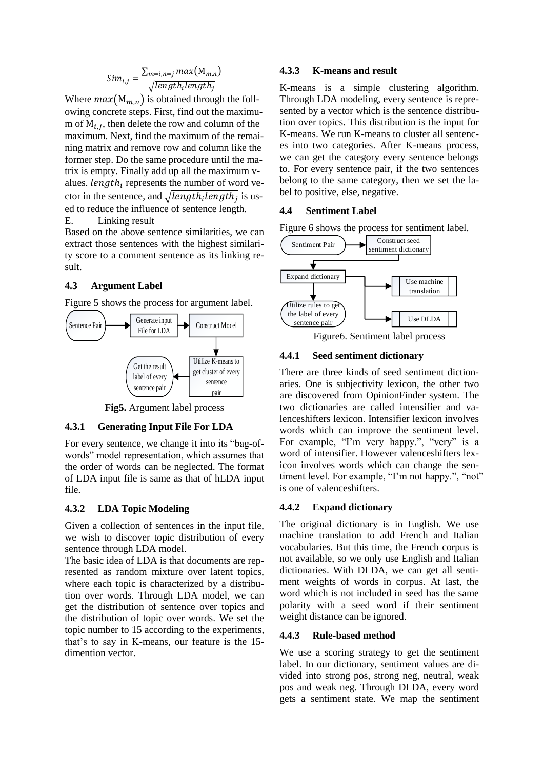$$Sim_{i,j} = \frac{\sum_{m=i,n=j} max(\mathrm{M}_{m,n})}{\sqrt{length_i length_j}}$$

Where $max(\mathrm{M}_{m,n})$ is obtained through the following concrete steps. First, find out the maximum of $\mathrm{M}_{i,j}$, then delete the row and column of the maximum. Next, find the maximum of the remaining matrix and remove row and column like the former step. Do the same procedure until the matrix is empty. Finally add up all the maximum values. $length_i$ represents the number of word vector in the sentence, and $\sqrt{length_i length_j}$ is used to reduce the influence of sentence length.

E. Linking result

Based on the above sentence similarities, we can extract those sentences with the highest similarity score to a comment sentence as its linking result.

### 4.3 Argument Label

Figure 5 shows the process for argument label.

Sentence Pair → Generate input File for LDA → Construct Model → Utilize K-means to get cluster of every sentence pair → Get the result label of every sentence pair

**Fig5.** Argument label process

#### 4.3.1 Generating Input File For LDA

For every sentence, we change it into its "bag-of-words" model representation, which assumes that the order of words can be neglected. The format of LDA input file is same as that of hLDA input file.

#### 4.3.2 LDA Topic Modeling

Given a collection of sentences in the input file, we wish to discover topic distribution of every sentence through LDA model.

The basic idea of LDA is that documents are represented as random mixture over latent topics, where each topic is characterized by a distribution over words. Through LDA model, we can get the distribution of sentence over topics and the distribution of topic over words. We set the topic number to 15 according to the experiments, that's to say in K-means, our feature is the 15-dimention vector.

#### 4.3.3 K-means and result

K-means is a simple clustering algorithm. Through LDA modeling, every sentence is represented by a vector which is the sentence distribution over topics. This distribution is the input for K-means. We run K-means to cluster all sentences into two categories. After K-means process, we can get the category every sentence belongs to. For every sentence pair, if the two sentences belong to the same category, then we set the label to positive, else, negative.

### 4.4 Sentiment Label

Figure 6 shows the process for sentiment label.

Sentiment Pair → Construct seed sentiment dictionary → Expand dictionary (Use machine translation; Use DLDA) → Utilize rules to get the label of every sentence pair

Figure6. Sentiment label process

#### 4.4.1 Seed sentiment dictionary

There are three kinds of seed sentiment dictionaries. One is subjectivity lexicon, the other two are discovered from OpinionFinder system. The two dictionaries are called intensifier and valenceshifters lexicon. Intensifier lexicon involves words which can improve the sentiment level. For example, "I'm very happy.", "very" is a word of intensifier. However valenceshifters lexicon involves words which can change the sentiment level. For example, "I'm not happy.", "not" is one of valenceshifters.

#### 4.4.2 Expand dictionary

The original dictionary is in English. We use machine translation to add French and Italian vocabularies. But this time, the French corpus is not available, so we only use English and Italian dictionaries. With DLDA, we can get all sentiment weights of words in corpus. At last, the word which is not included in seed has the same polarity with a seed word if their sentiment weight distance can be ignored.

#### 4.4.3 Rule-based method

We use a scoring strategy to get the sentiment label. In our dictionary, sentiment values are divided into strong pos, strong neg, neutral, weak pos and weak neg. Through DLDA, every word gets a sentiment state. We map the sentiment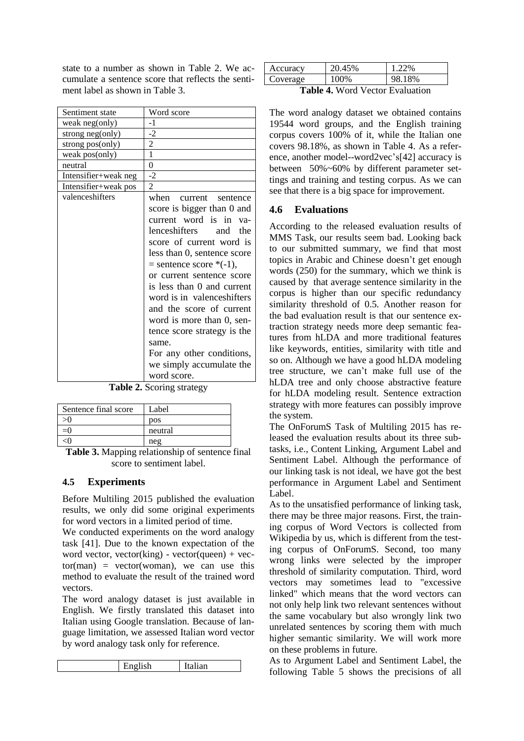state to a number as shown in Table 2. We accumulate a sentence score that reflects the sentiment label as shown in Table 3.

| Sentiment state | Word score |
|---|---|
| weak neg(only) | -1 |
| strong neg(only) | -2 |
| strong pos(only) | 2 |
| weak pos(only) | 1 |
| neutral | 0 |
| Intensifier+weak neg | -2 |
| Intensifier+weak pos | 2 |
| valenceshifters | when current sentence score is bigger than 0 and current word is in valenceshifters and the score of current word is less than 0, sentence score = sentence score *(-1), or current sentence score is less than 0 and current word is in valenceshifters and the score of current word is more than 0, sentence score strategy is the same. For any other conditions, we simply accumulate the word score. |

**Table 2.** Scoring strategy

| Sentence final score | Label |
|---|---|
| >0 | pos |
| =0 | neutral |
| <0 | neg |

**Table 3.** Mapping relationship of sentence final score to sentiment label.

### 4.5 Experiments

Before Multiling 2015 published the evaluation results, we only did some original experiments for word vectors in a limited period of time.

We conducted experiments on the word analogy task [41]. Due to the known expectation of the word vector, vector(king) - vector(queen) + vector(man) = vector(woman), we can use this method to evaluate the result of the trained word vectors.

The word analogy dataset is just available in English. We firstly translated this dataset into Italian using Google translation. Because of language limitation, we assessed Italian word vector by word analogy task only for reference.

| | English | Italian |
|---|---|---|
| Accuracy | 20.45% | 1.22% |
| Coverage | 100% | 98.18% |

**Table 4.** Word Vector Evaluation

The word analogy dataset we obtained contains 19544 word groups, and the English training corpus covers 100% of it, while the Italian one covers 98.18%, as shown in Table 4. As a reference, another model--word2vec's[42] accuracy is between 50%~60% by different parameter settings and training and testing corpus. As we can see that there is a big space for improvement.

### 4.6 Evaluations

According to the released evaluation results of MMS Task, our results seem bad. Looking back to our submitted summary, we find that most topics in Arabic and Chinese doesn't get enough words (250) for the summary, which we think is caused by that average sentence similarity in the corpus is higher than our specific redundancy similarity threshold of 0.5. Another reason for the bad evaluation result is that our sentence extraction strategy needs more deep semantic features from hLDA and more traditional features like keywords, entities, similarity with title and so on. Although we have a good hLDA modeling tree structure, we can't make full use of the hLDA tree and only choose abstractive feature for hLDA modeling result. Sentence extraction strategy with more features can possibly improve the system.

The OnForumS Task of Multiling 2015 has released the evaluation results about its three subtasks, i.e., Content Linking, Argument Label and Sentiment Label. Although the performance of our linking task is not ideal, we have got the best performance in Argument Label and Sentiment Label.

As to the unsatisfied performance of linking task, there may be three major reasons. First, the training corpus of Word Vectors is collected from Wikipedia by us, which is different from the testing corpus of OnForumS. Second, too many wrong links were selected by the improper threshold of similarity computation. Third, word vectors may sometimes lead to "excessive linked" which means that the word vectors can not only help link two relevant sentences without the same vocabulary but also wrongly link two unrelated sentences by scoring them with much higher semantic similarity. We will work more on these problems in future.

As to Argument Label and Sentiment Label, the following Table 5 shows the precisions of all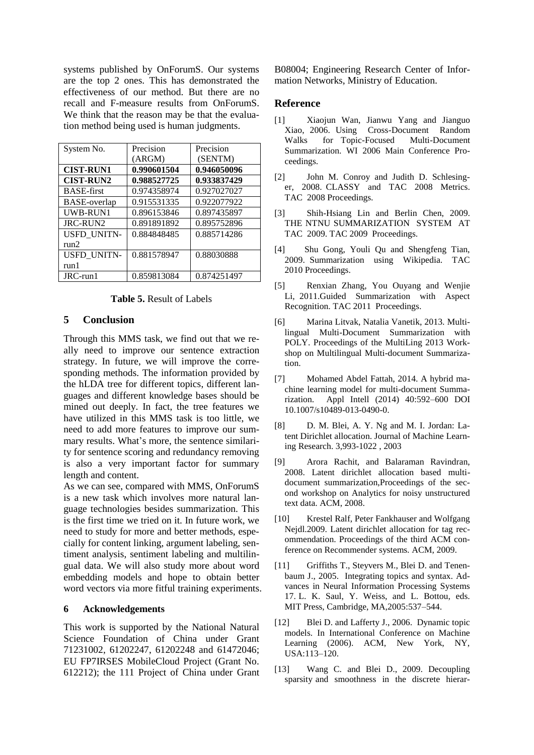systems published by OnForumS. Our systems are the top 2 ones. This has demonstrated the effectiveness of our method. But there are no recall and F-measure results from OnForumS. We think that the reason may be that the evaluation method being used is human judgments.

| System No. | Precision (ARGM) | Precision (SENTM) |
|---|---|---|
| **CIST-RUN1** | **0.990601504** | **0.946050096** |
| **CIST-RUN2** | **0.988527725** | **0.933837429** |
| BASE-first | 0.974358974 | 0.927027027 |
| BASE-overlap | 0.915531335 | 0.922077922 |
| UWB-RUN1 | 0.896153846 | 0.897435897 |
| JRC-RUN2 | 0.891891892 | 0.895752896 |
| USFD_UNITN-run2 | 0.884848485 | 0.885714286 |
| USFD_UNITN-run1 | 0.881578947 | 0.88030888 |
| JRC-run1 | 0.859813084 | 0.874251497 |

**Table 5.** Result of Labels

## 5 Conclusion

Through this MMS task, we find out that we really need to improve our sentence extraction strategy. In future, we will improve the corresponding methods. The information provided by the hLDA tree for different topics, different languages and different knowledge bases should be mined out deeply. In fact, the tree features we have utilized in this MMS task is too little, we need to add more features to improve our summary results. What's more, the sentence similarity for sentence scoring and redundancy removing is also a very important factor for summary length and content.

As we can see, compared with MMS, OnForumS is a new task which involves more natural language technologies besides summarization. This is the first time we tried on it. In future work, we need to study for more and better methods, especially for content linking, argument labeling, sentiment analysis, sentiment labeling and multilingual data. We will also study more about word embedding models and hope to obtain better word vectors via more fitful training experiments.

## 6 Acknowledgements

This work is supported by the National Natural Science Foundation of China under Grant 71231002, 61202247, 61202248 and 61472046; EU FP7IRSES MobileCloud Project (Grant No. 612212); the 111 Project of China under Grant B08004; Engineering Research Center of Information Networks, Ministry of Education.

## Reference

[1] Xiaojun Wan, Jianwu Yang and Jianguo Xiao, 2006. Using Cross-Document Random Walks for Topic-Focused Multi-Document Summarization. WI 2006 Main Conference Proceedings.

[2] John M. Conroy and Judith D. Schlesinger, 2008. CLASSY and TAC 2008 Metrics. TAC 2008 Proceedings.

[3] Shih-Hsiang Lin and Berlin Chen, 2009. THE NTNU SUMMARIZATION SYSTEM AT TAC 2009. TAC 2009 Proceedings.

[4] Shu Gong, Youli Qu and Shengfeng Tian, 2009. Summarization using Wikipedia. TAC 2010 Proceedings.

[5] Renxian Zhang, You Ouyang and Wenjie Li, 2011.Guided Summarization with Aspect Recognition. TAC 2011 Proceedings.

[6] Marina Litvak, Natalia Vanetik, 2013. Multilingual Multi-Document Summarization with POLY. Proceedings of the MultiLing 2013 Workshop on Multilingual Multi-document Summarization.

[7] Mohamed Abdel Fattah, 2014. A hybrid machine learning model for multi-document Summarization. Appl Intell (2014) 40:592–600 DOI 10.1007/s10489-013-0490-0.

[8] D. M. Blei, A. Y. Ng and M. I. Jordan: Latent Dirichlet allocation. Journal of Machine Learning Research. 3,993-1022 , 2003

[9] Arora Rachit, and Balaraman Ravindran, 2008. Latent dirichlet allocation based multi-document summarization,Proceedings of the second workshop on Analytics for noisy unstructured text data. ACM, 2008.

[10] Krestel Ralf, Peter Fankhauser and Wolfgang Nejdl.2009. Latent dirichlet allocation for tag recommendation. Proceedings of the third ACM conference on Recommender systems. ACM, 2009.

[11] Griffiths T., Steyvers M., Blei D. and Tenenbaum J., 2005. Integrating topics and syntax. Advances in Neural Information Processing Systems 17. L. K. Saul, Y. Weiss, and L. Bottou, eds. MIT Press, Cambridge, MA,2005:537–544.

[12] Blei D. and Lafferty J., 2006. Dynamic topic models. In International Conference on Machine Learning (2006). ACM, New York, NY, USA:113–120.

[13] Wang C. and Blei D., 2009. Decoupling sparsity and smoothness in the discrete hierar-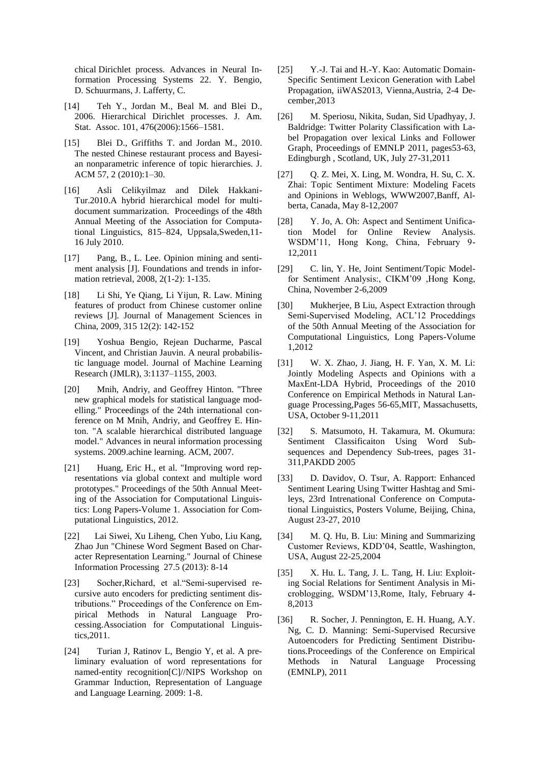chical Dirichlet process. Advances in Neural Information Processing Systems 22. Y. Bengio, D. Schuurmans, J. Lafferty, C.

[14] Teh Y., Jordan M., Beal M. and Blei D., 2006. Hierarchical Dirichlet processes. J. Am. Stat. Assoc. 101, 476(2006):1566–1581.

[15] Blei D., Griffiths T. and Jordan M., 2010. The nested Chinese restaurant process and Bayesian nonparametric inference of topic hierarchies. J. ACM 57, 2 (2010):1–30.

[16] Asli Celikyilmaz and Dilek Hakkani-Tur.2010.A hybrid hierarchical model for multi-document summarization. Proceedings of the 48th Annual Meeting of the Association for Computational Linguistics, 815–824, Uppsala,Sweden,11-16 July 2010.

[17] Pang, B., L. Lee. Opinion mining and sentiment analysis [J]. Foundations and trends in information retrieval, 2008, 2(1-2): 1-135.

[18] Li Shi, Ye Qiang, Li Yijun, R. Law. Mining features of product from Chinese customer online reviews [J]. Journal of Management Sciences in China, 2009, 315 12(2): 142-152

[19] Yoshua Bengio, Rejean Ducharme, Pascal Vincent, and Christian Jauvin. A neural probabilistic language model. Journal of Machine Learning Research (JMLR), 3:1137–1155, 2003.

[20] Mnih, Andriy, and Geoffrey Hinton. "Three new graphical models for statistical language modelling." Proceedings of the 24th international conference on M Mnih, Andriy, and Geoffrey E. Hinton. "A scalable hierarchical distributed language model." Advances in neural information processing systems. 2009.achine learning. ACM, 2007.

[21] Huang, Eric H., et al. "Improving word representations via global context and multiple word prototypes." Proceedings of the 50th Annual Meeting of the Association for Computational Linguistics: Long Papers-Volume 1. Association for Computational Linguistics, 2012.

[22] Lai Siwei, Xu Liheng, Chen Yubo, Liu Kang, Zhao Jun "Chinese Word Segment Based on Character Representation Learning." Journal of Chinese Information Processing 27.5 (2013): 8-14

[23] Socher,Richard, et al."Semi-supervised recursive auto encoders for predicting sentiment distributions." Proceedings of the Conference on Empirical Methods in Natural Language Processing.Association for Computational Linguistics,2011.

[24] Turian J, Ratinov L, Bengio Y, et al. A preliminary evaluation of word representations for named-entity recognition[C]//NIPS Workshop on Grammar Induction, Representation of Language and Language Learning. 2009: 1-8.

[25] Y.-J. Tai and H.-Y. Kao: Automatic Domain-Specific Sentiment Lexicon Generation with Label Propagation, iiWAS2013, Vienna,Austria, 2-4 December,2013

[26] M. Speriosu, Nikita, Sudan, Sid Upadhyay, J. Baldridge: Twitter Polarity Classification with Label Propagation over lexical Links and Follower Graph, Proceedings of EMNLP 2011, pages53-63, Edingburgh , Scotland, UK, July 27-31,2011

[27] Q. Z. Mei, X. Ling, M. Wondra, H. Su, C. X. Zhai: Topic Sentiment Mixture: Modeling Facets and Opinions in Weblogs, WWW2007,Banff, Alberta, Canada, May 8-12,2007

[28] Y. Jo, A. Oh: Aspect and Sentiment Unification Model for Online Review Analysis. WSDM'11, Hong Kong, China, February 9-12,2011

[29] C. lin, Y. He, Joint Sentiment/Topic Modelfor Sentiment Analysis:, CIKM'09 ,Hong Kong, China, November 2-6,2009

[30] Mukherjee, B Liu, Aspect Extraction through Semi-Supervised Modeling, ACL'12 Proceddings of the 50th Annual Meeting of the Association for Computational Linguistics, Long Papers-Volume 1,2012

[31] W. X. Zhao, J. Jiang, H. F. Yan, X. M. Li: Jointly Modeling Aspects and Opinions with a MaxEnt-LDA Hybrid, Proceedings of the 2010 Conference on Empirical Methods in Natural Language Processing,Pages 56-65,MIT, Massachusetts, USA, October 9-11,2011

[32] S. Matsumoto, H. Takamura, M. Okumura: Sentiment Classificaiton Using Word Sub-sequences and Dependency Sub-trees, pages 31-311,PAKDD 2005

[33] D. Davidov, O. Tsur, A. Rapport: Enhanced Sentiment Learing Using Twitter Hashtag and Smileys, 23rd Intrenational Conference on Computational Linguistics, Posters Volume, Beijing, China, August 23-27, 2010

[34] M. Q. Hu, B. Liu: Mining and Summarizing Customer Reviews, KDD'04, Seattle, Washington, USA, August 22-25,2004

[35] X. Hu. L. Tang, J. L. Tang, H. Liu: Exploiting Social Relations for Sentiment Analysis in Microblogging, WSDM'13,Rome, Italy, February 4-8,2013

[36] R. Socher, J. Pennington, E. H. Huang, A.Y. Ng, C. D. Manning: Semi-Supervised Recursive Autoencoders for Predicting Sentiment Distributions.Proceedings of the Conference on Empirical Methods in Natural Language Processing (EMNLP), 2011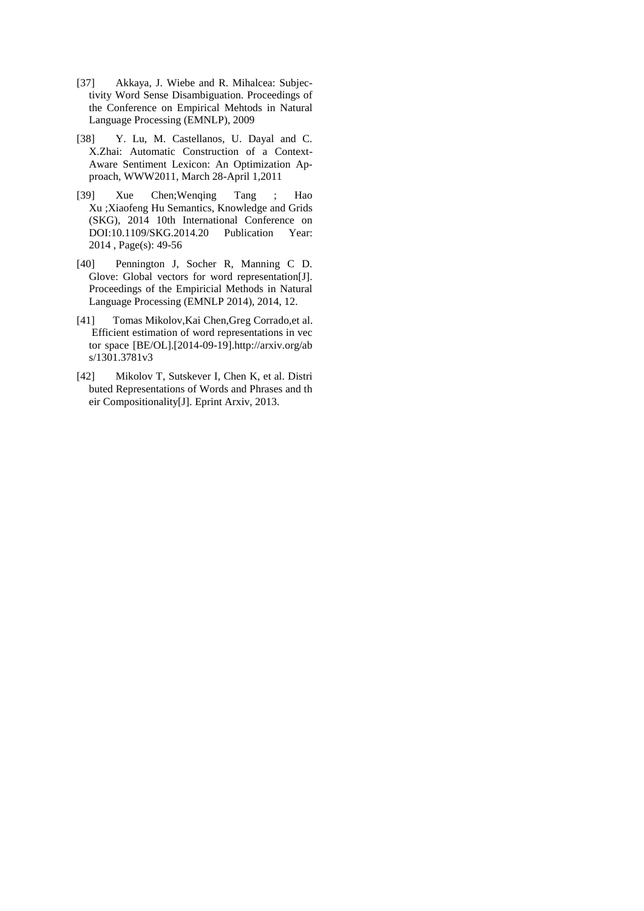[37] Akkaya, J. Wiebe and R. Mihalcea: Subjectivity Word Sense Disambiguation. Proceedings of the Conference on Empirical Mehtods in Natural Language Processing (EMNLP), 2009

[38] Y. Lu, M. Castellanos, U. Dayal and C. X.Zhai: Automatic Construction of a Context-Aware Sentiment Lexicon: An Optimization Approach, WWW2011, March 28-April 1,2011

[39] Xue Chen;Wenqing Tang ; Hao Xu ;Xiaofeng Hu Semantics, Knowledge and Grids (SKG), 2014 10th International Conference on DOI:10.1109/SKG.2014.20 Publication Year: 2014 , Page(s): 49-56

[40] Pennington J, Socher R, Manning C D. Glove: Global vectors for word representation[J]. Proceedings of the Empiricial Methods in Natural Language Processing (EMNLP 2014), 2014, 12.

[41] Tomas Mikolov,Kai Chen,Greg Corrado,et al. Efficient estimation of word representations in vec tor space [BE/OL].[2014-09-19].http://arxiv.org/ab s/1301.3781v3

[42] Mikolov T, Sutskever I, Chen K, et al. Distri buted Representations of Words and Phrases and th eir Compositionality[J]. Eprint Arxiv, 2013.